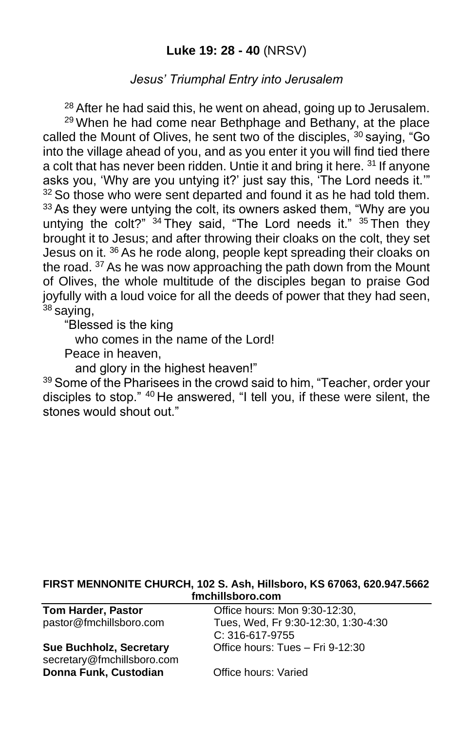## **Luke 19: 28 - 40** (NRSV)

*Jesus' Triumphal Entry into Jerusalem*

[28] After he had said this, he went on ahead, going up to Jerusalem. [29] When he had come near Bethphage and Bethany, at the place called the Mount of Olives, he sent two of the disciples, [30] saying, "Go into the village ahead of you, and as you enter it you will find tied there a colt that has never been ridden. Untie it and bring it here. [31] If anyone asks you, 'Why are you untying it?' just say this, 'The Lord needs it.'" [32] So those who were sent departed and found it as he had told them. [33] As they were untying the colt, its owners asked them, "Why are you untying the colt?" [34] They said, "The Lord needs it." [35] Then they brought it to Jesus; and after throwing their cloaks on the colt, they set Jesus on it. [36] As he rode along, people kept spreading their cloaks on the road. [37] As he was now approaching the path down from the Mount of Olives, the whole multitude of the disciples began to praise God joyfully with a loud voice for all the deeds of power that they had seen, [38] saying,

"Blessed is the king
who comes in the name of the Lord!
Peace in heaven,
and glory in the highest heaven!"

[39] Some of the Pharisees in the crowd said to him, "Teacher, order your disciples to stop." [40] He answered, "I tell you, if these were silent, the stones would shout out."

**FIRST MENNONITE CHURCH, 102 S. Ash, Hillsboro, KS 67063, 620.947.5662**
**fmchillsboro.com**

| | |
|---|---|
| **Tom Harder, Pastor**<br>pastor@fmchillsboro.com | Office hours: Mon 9:30-12:30,<br>Tues, Wed, Fr 9:30-12:30, 1:30-4:30<br>C: 316-617-9755 |
| **Sue Buchholz, Secretary**<br>secretary@fmchillsboro.com | Office hours: Tues – Fri 9-12:30 |
| **Donna Funk, Custodian** | Office hours: Varied |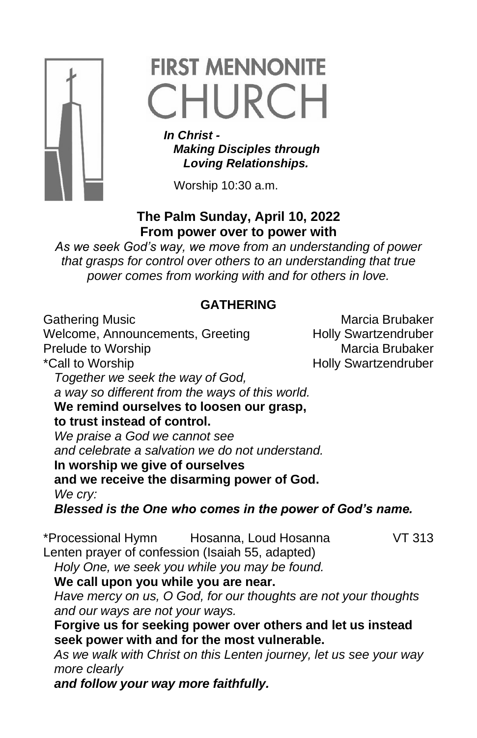# FIRST MENNONITE CHURCH

***In Christ - Making Disciples through Loving Relationships.***

Worship 10:30 a.m.

**The Palm Sunday, April 10, 2022**
**From power over to power with**

*As we seek God's way, we move from an understanding of power that grasps for control over others to an understanding that true power comes from working with and for others in love.*

## GATHERING

Gathering Music — Marcia Brubaker
Welcome, Announcements, Greeting — Holly Swartzendruber
Prelude to Worship — Marcia Brubaker
*Call to Worship — Holly Swartzendruber

*Together we seek the way of God,*
*a way so different from the ways of this world.*
**We remind ourselves to loosen our grasp,**
**to trust instead of control.**
*We praise a God we cannot see*
*and celebrate a salvation we do not understand.*
**In worship we give of ourselves**
**and we receive the disarming power of God.**
*We cry:*
***Blessed is the One who comes in the power of God's name.***

*Processional Hymn — Hosanna, Loud Hosanna — VT 313

Lenten prayer of confession (Isaiah 55, adapted)

*Holy One, we seek you while you may be found.*
**We call upon you while you are near.**
*Have mercy on us, O God, for our thoughts are not your thoughts and our ways are not your ways.*
**Forgive us for seeking power over others and let us instead seek power with and for the most vulnerable.**
*As we walk with Christ on this Lenten journey, let us see your way more clearly*
***and follow your way more faithfully.***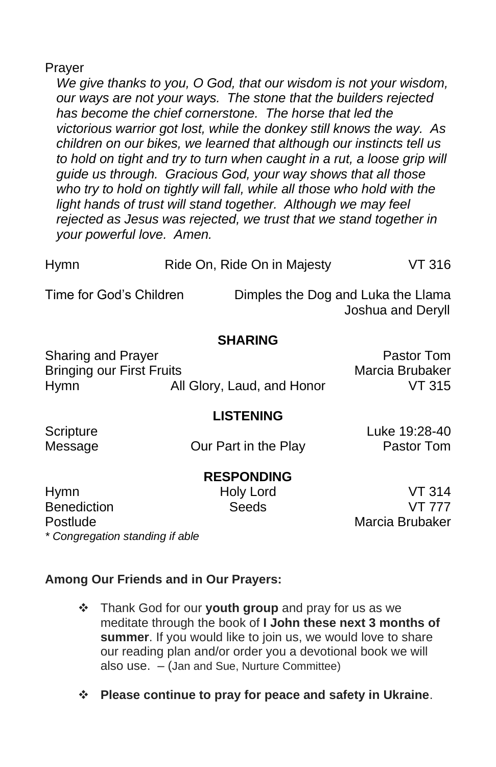Prayer

*We give thanks to you, O God, that our wisdom is not your wisdom, our ways are not your ways. The stone that the builders rejected has become the chief cornerstone. The horse that led the victorious warrior got lost, while the donkey still knows the way. As children on our bikes, we learned that although our instincts tell us to hold on tight and try to turn when caught in a rut, a loose grip will guide us through. Gracious God, your way shows that all those who try to hold on tightly will fall, while all those who hold with the light hands of trust will stand together. Although we may feel rejected as Jesus was rejected, we trust that we stand together in your powerful love. Amen.*

| | | |
|---|---|---|
| Hymn | Ride On, Ride On in Majesty | VT 316 |
| Time for God's Children | | Dimples the Dog and Luka the Llama<br>Joshua and Deryll |

**SHARING**

| | | |
|---|---|---|
| Sharing and Prayer | | Pastor Tom |
| Bringing our First Fruits | | Marcia Brubaker |
| Hymn | All Glory, Laud, and Honor | VT 315 |

**LISTENING**

| | | |
|---|---|---|
| Scripture | | Luke 19:28-40 |
| Message | Our Part in the Play | Pastor Tom |

**RESPONDING**

| | | |
|---|---|---|
| Hymn | Holy Lord | VT 314 |
| Benediction | Seeds | VT 777 |
| Postlude | | Marcia Brubaker |

*\* Congregation standing if able*

**Among Our Friends and in Our Prayers:**

- Thank God for our **youth group** and pray for us as we meditate through the book of **I John these next 3 months of summer**. If you would like to join us, we would love to share our reading plan and/or order you a devotional book we will also use. – (Jan and Sue, Nurture Committee)

- **Please continue to pray for peace and safety in Ukraine**.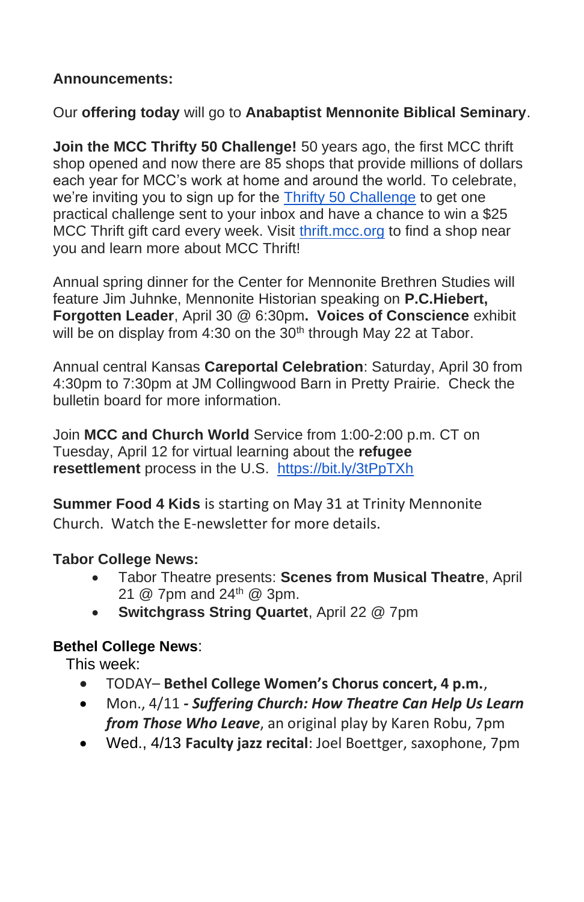**Announcements:**

Our **offering today** will go to **Anabaptist Mennonite Biblical Seminary**.

**Join the MCC Thrifty 50 Challenge!** 50 years ago, the first MCC thrift shop opened and now there are 85 shops that provide millions of dollars each year for MCC's work at home and around the world. To celebrate, we're inviting you to sign up for the Thrifty 50 Challenge to get one practical challenge sent to your inbox and have a chance to win a $25 MCC Thrift gift card every week. Visit thrift.mcc.org to find a shop near you and learn more about MCC Thrift!

Annual spring dinner for the Center for Mennonite Brethren Studies will feature Jim Juhnke, Mennonite Historian speaking on **P.C.Hiebert, Forgotten Leader**, April 30 @ 6:30pm**. Voices of Conscience** exhibit will be on display from 4:30 on the 30th through May 22 at Tabor.

Annual central Kansas **Careportal Celebration**: Saturday, April 30 from 4:30pm to 7:30pm at JM Collingwood Barn in Pretty Prairie. Check the bulletin board for more information.

Join **MCC and Church World** Service from 1:00-2:00 p.m. CT on Tuesday, April 12 for virtual learning about the **refugee resettlement** process in the U.S. https://bit.ly/3tPpTXh

**Summer Food 4 Kids** is starting on May 31 at Trinity Mennonite Church. Watch the E-newsletter for more details.

**Tabor College News:**

- Tabor Theatre presents: **Scenes from Musical Theatre**, April 21 @ 7pm and 24th @ 3pm.
- **Switchgrass String Quartet**, April 22 @ 7pm

**Bethel College News**:

This week:

- TODAY– **Bethel College Women's Chorus concert, 4 p.m.**,
- Mon., 4/11 ***- Suffering Church: How Theatre Can Help Us Learn from Those Who Leave***, an original play by Karen Robu, 7pm
- Wed., 4/13 **Faculty jazz recital**: Joel Boettger, saxophone, 7pm